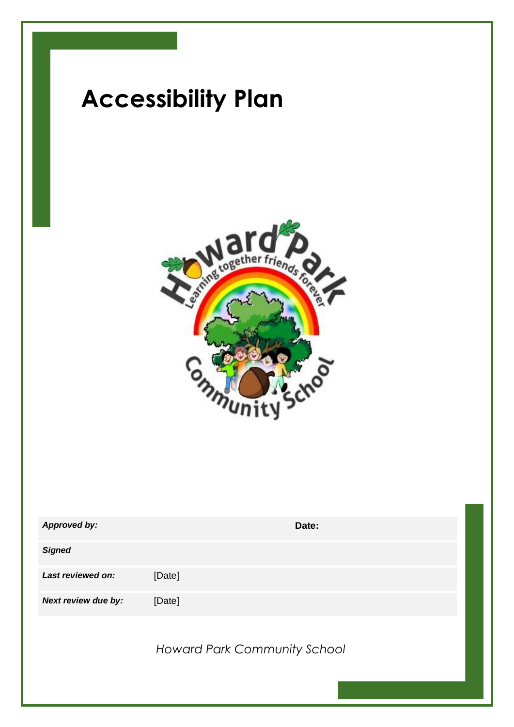# Accessibility Plan

| *Approved by:* | | **Date:** |
|---|---|---|
| ***Signed*** | | |
| ***Last reviewed on:*** | [Date] | |
| ***Next review due by:*** | [Date] | |

*Howard Park Community School*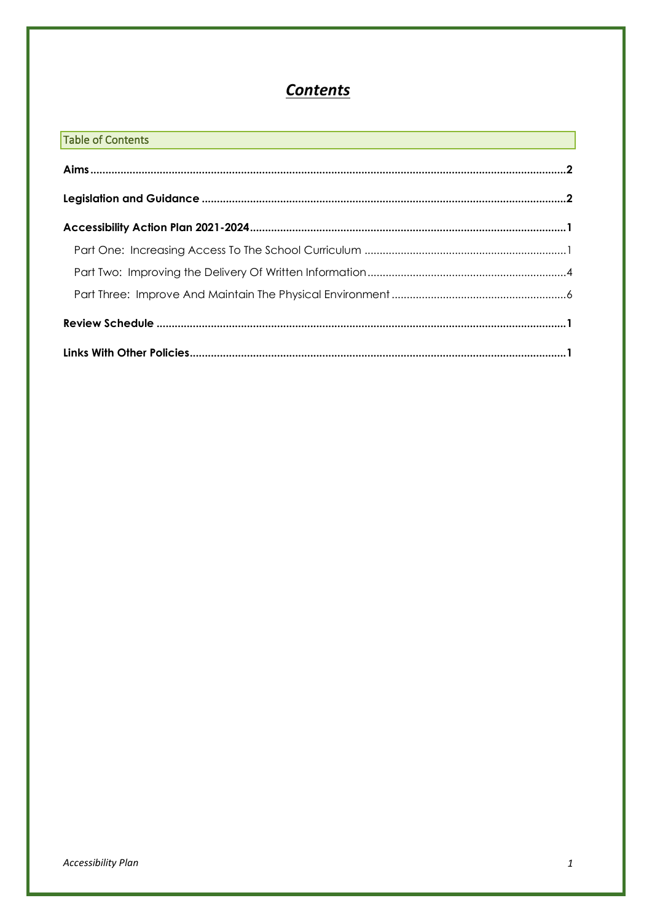# *Contents*

Table of Contents

**Aims** .......... **2**

**Legislation and Guidance** .......... **2**

**Accessibility Action Plan 2021-2024** .......... **1**

- Part One: Increasing Access To The School Curriculum .......... 1
- Part Two: Improving the Delivery Of Written Information .......... 4
- Part Three: Improve And Maintain The Physical Environment .......... 6

**Review Schedule** .......... **1**

**Links With Other Policies** .......... **1**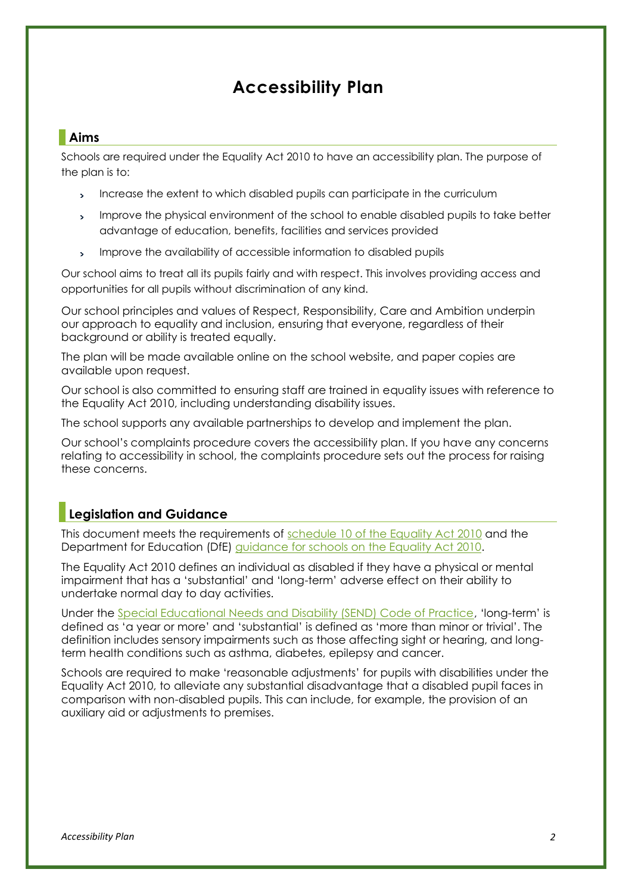# Accessibility Plan

## Aims

Schools are required under the Equality Act 2010 to have an accessibility plan. The purpose of the plan is to:

- Increase the extent to which disabled pupils can participate in the curriculum
- Improve the physical environment of the school to enable disabled pupils to take better advantage of education, benefits, facilities and services provided
- Improve the availability of accessible information to disabled pupils

Our school aims to treat all its pupils fairly and with respect. This involves providing access and opportunities for all pupils without discrimination of any kind.

Our school principles and values of Respect, Responsibility, Care and Ambition underpin our approach to equality and inclusion, ensuring that everyone, regardless of their background or ability is treated equally.

The plan will be made available online on the school website, and paper copies are available upon request.

Our school is also committed to ensuring staff are trained in equality issues with reference to the Equality Act 2010, including understanding disability issues.

The school supports any available partnerships to develop and implement the plan.

Our school's complaints procedure covers the accessibility plan. If you have any concerns relating to accessibility in school, the complaints procedure sets out the process for raising these concerns.

## Legislation and Guidance

This document meets the requirements of schedule 10 of the Equality Act 2010 and the Department for Education (DfE) guidance for schools on the Equality Act 2010.

The Equality Act 2010 defines an individual as disabled if they have a physical or mental impairment that has a 'substantial' and 'long-term' adverse effect on their ability to undertake normal day to day activities.

Under the Special Educational Needs and Disability (SEND) Code of Practice, 'long-term' is defined as 'a year or more' and 'substantial' is defined as 'more than minor or trivial'. The definition includes sensory impairments such as those affecting sight or hearing, and long-term health conditions such as asthma, diabetes, epilepsy and cancer.

Schools are required to make 'reasonable adjustments' for pupils with disabilities under the Equality Act 2010, to alleviate any substantial disadvantage that a disabled pupil faces in comparison with non-disabled pupils. This can include, for example, the provision of an auxiliary aid or adjustments to premises.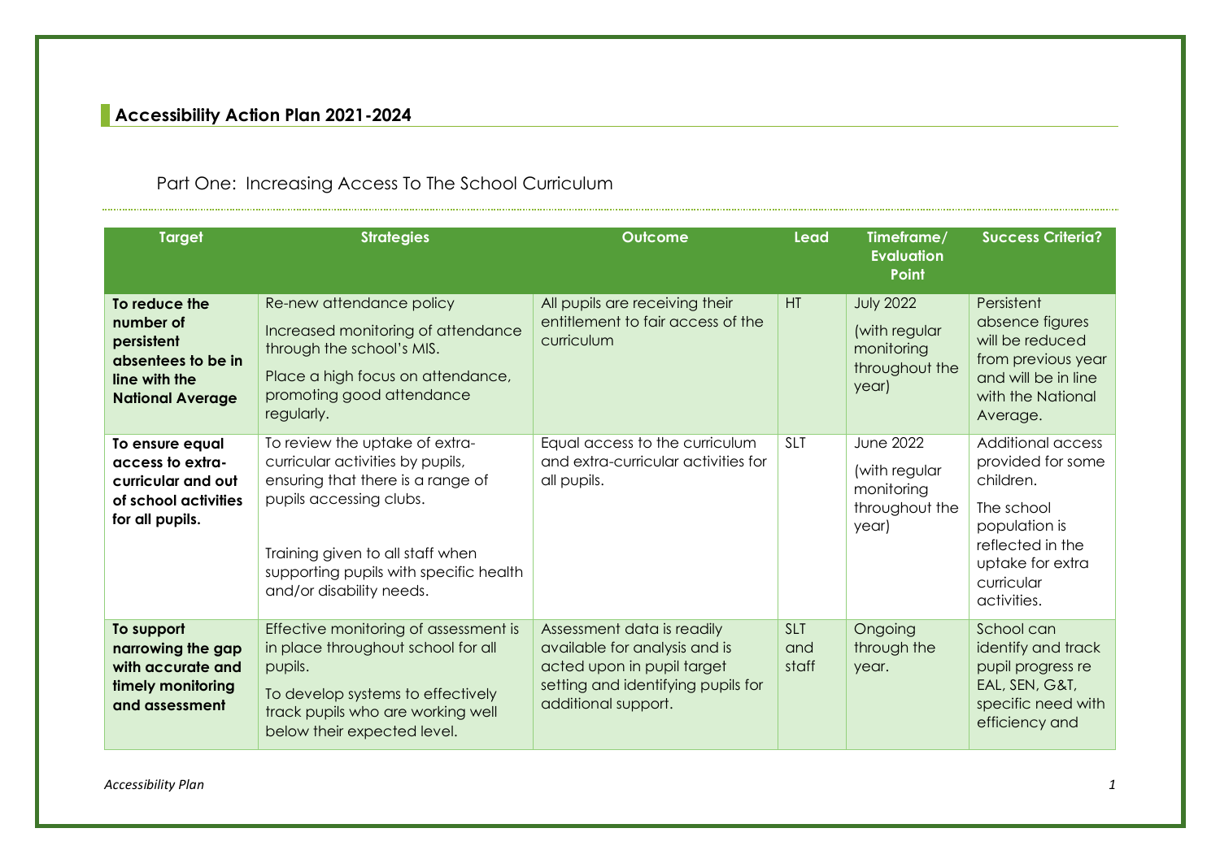## Accessibility Action Plan 2021-2024

Part One: Increasing Access To The School Curriculum

| Target | Strategies | Outcome | Lead | Timeframe/ Evaluation Point | Success Criteria? |
|---|---|---|---|---|---|
| **To reduce the number of persistent absentees to be in line with the National Average** | Re-new attendance policy<br>Increased monitoring of attendance through the school's MIS.<br>Place a high focus on attendance, promoting good attendance regularly. | All pupils are receiving their entitlement to fair access of the curriculum | HT | July 2022<br>(with regular monitoring throughout the year) | Persistent absence figures will be reduced from previous year and will be in line with the National Average. |
| **To ensure equal access to extra-curricular and out of school activities for all pupils.** | To review the uptake of extra-curricular activities by pupils, ensuring that there is a range of pupils accessing clubs.<br>Training given to all staff when supporting pupils with specific health and/or disability needs. | Equal access to the curriculum and extra-curricular activities for all pupils. | SLT | June 2022<br>(with regular monitoring throughout the year) | Additional access provided for some children.<br>The school population is reflected in the uptake for extra curricular activities. |
| **To support narrowing the gap with accurate and timely monitoring and assessment** | Effective monitoring of assessment is in place throughout school for all pupils.<br>To develop systems to effectively track pupils who are working well below their expected level. | Assessment data is readily available for analysis and is acted upon in pupil target setting and identifying pupils for additional support. | SLT and staff | Ongoing through the year. | School can identify and track pupil progress re EAL, SEN, G&T, specific need with efficiency and |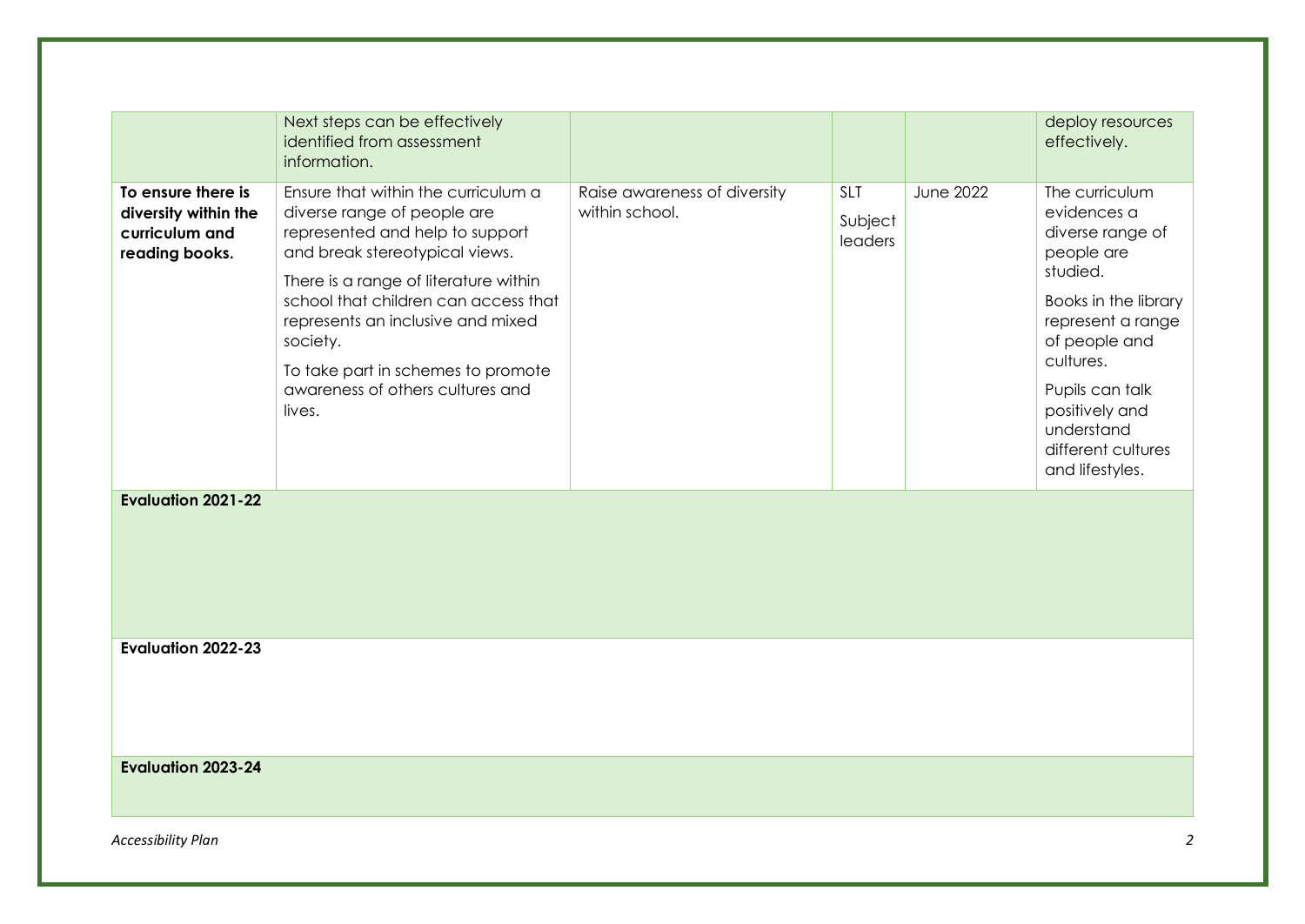|  |  |  |  |  |  |
| --- | --- | --- | --- | --- | --- |
|  | Next steps can be effectively identified from assessment information. |  |  |  | deploy resources effectively. |
| **To ensure there is diversity within the curriculum and reading books.** | Ensure that within the curriculum a diverse range of people are represented and help to support and break stereotypical views.<br><br>There is a range of literature within school that children can access that represents an inclusive and mixed society.<br><br>To take part in schemes to promote awareness of others cultures and lives. | Raise awareness of diversity within school. | SLT<br>Subject leaders | June 2022 | The curriculum evidences a diverse range of people are studied.<br><br>Books in the library represent a range of people and cultures.<br><br>Pupils can talk positively and understand different cultures and lifestyles. |
| **Evaluation 2021-22** |  |  |  |  |  |
| **Evaluation 2022-23** |  |  |  |  |  |
| **Evaluation 2023-24** |  |  |  |  |  |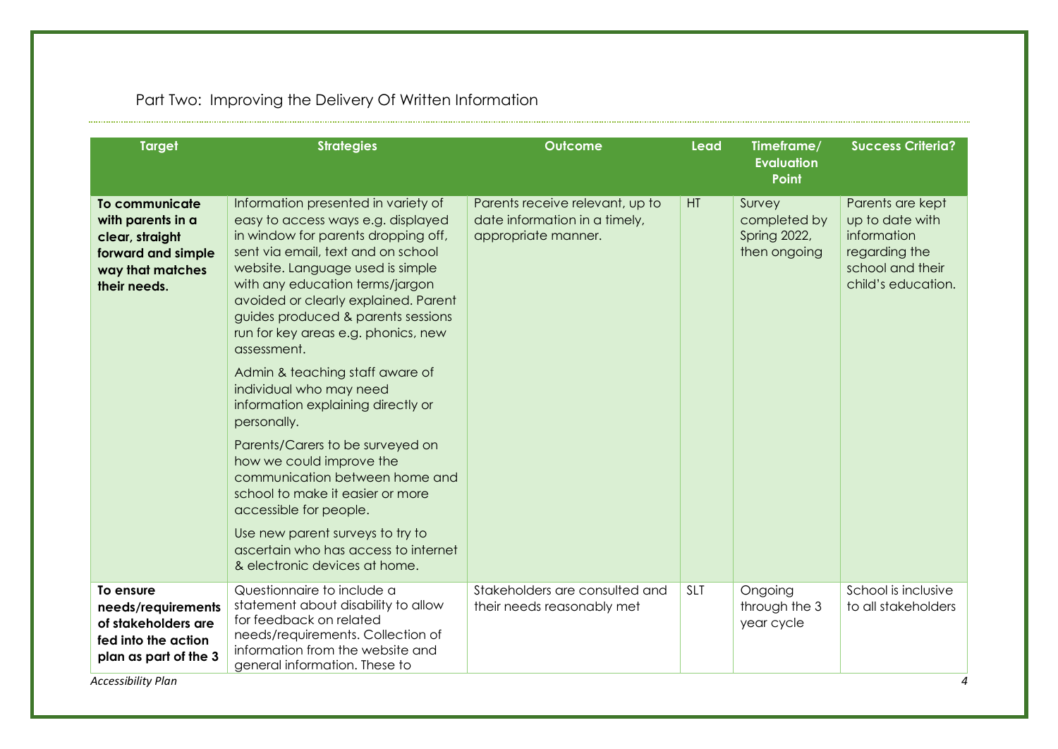## Part Two: Improving the Delivery Of Written Information

| Target | Strategies | Outcome | Lead | Timeframe/ Evaluation Point | Success Criteria? |
|---|---|---|---|---|---|
| **To communicate with parents in a clear, straight forward and simple way that matches their needs.** | Information presented in variety of easy to access ways e.g. displayed in window for parents dropping off, sent via email, text and on school website. Language used is simple with any education terms/jargon avoided or clearly explained. Parent guides produced & parents sessions run for key areas e.g. phonics, new assessment.<br><br>Admin & teaching staff aware of individual who may need information explaining directly or personally.<br><br>Parents/Carers to be surveyed on how we could improve the communication between home and school to make it easier or more accessible for people.<br><br>Use new parent surveys to try to ascertain who has access to internet & electronic devices at home. | Parents receive relevant, up to date information in a timely, appropriate manner. | HT | Survey completed by Spring 2022, then ongoing | Parents are kept up to date with information regarding the school and their child's education. |
| **To ensure needs/requirements of stakeholders are fed into the action plan as part of the 3** | Questionnaire to include a statement about disability to allow for feedback on related needs/requirements. Collection of information from the website and general information. These to | Stakeholders are consulted and their needs reasonably met | SLT | Ongoing through the 3 year cycle | School is inclusive to all stakeholders |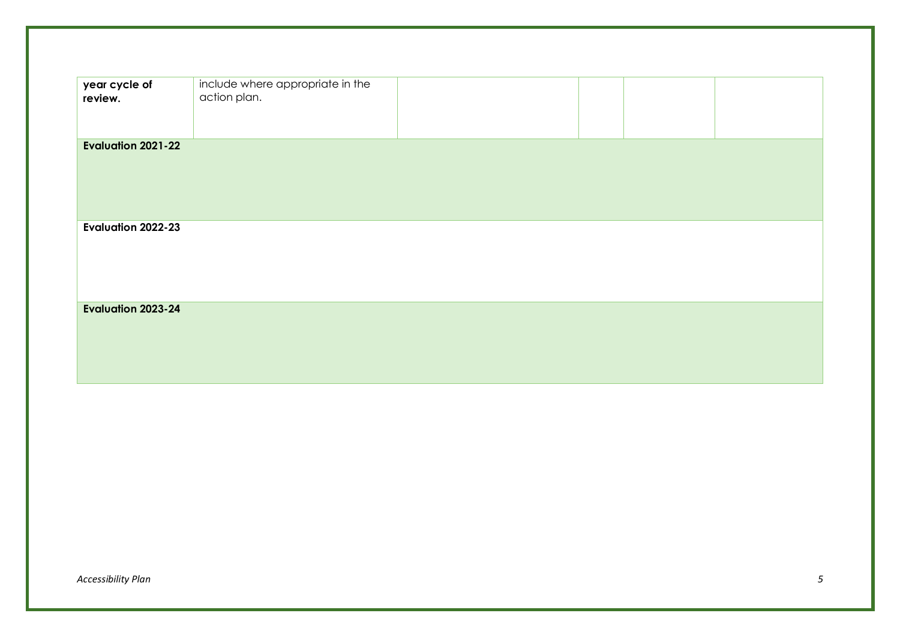| **year cycle of review.** | include where appropriate in the action plan. | | | | |
|---|---|---|---|---|---|
| **Evaluation 2021-22** | | | | | |
| **Evaluation 2022-23** | | | | | |
| **Evaluation 2023-24** | | | | | |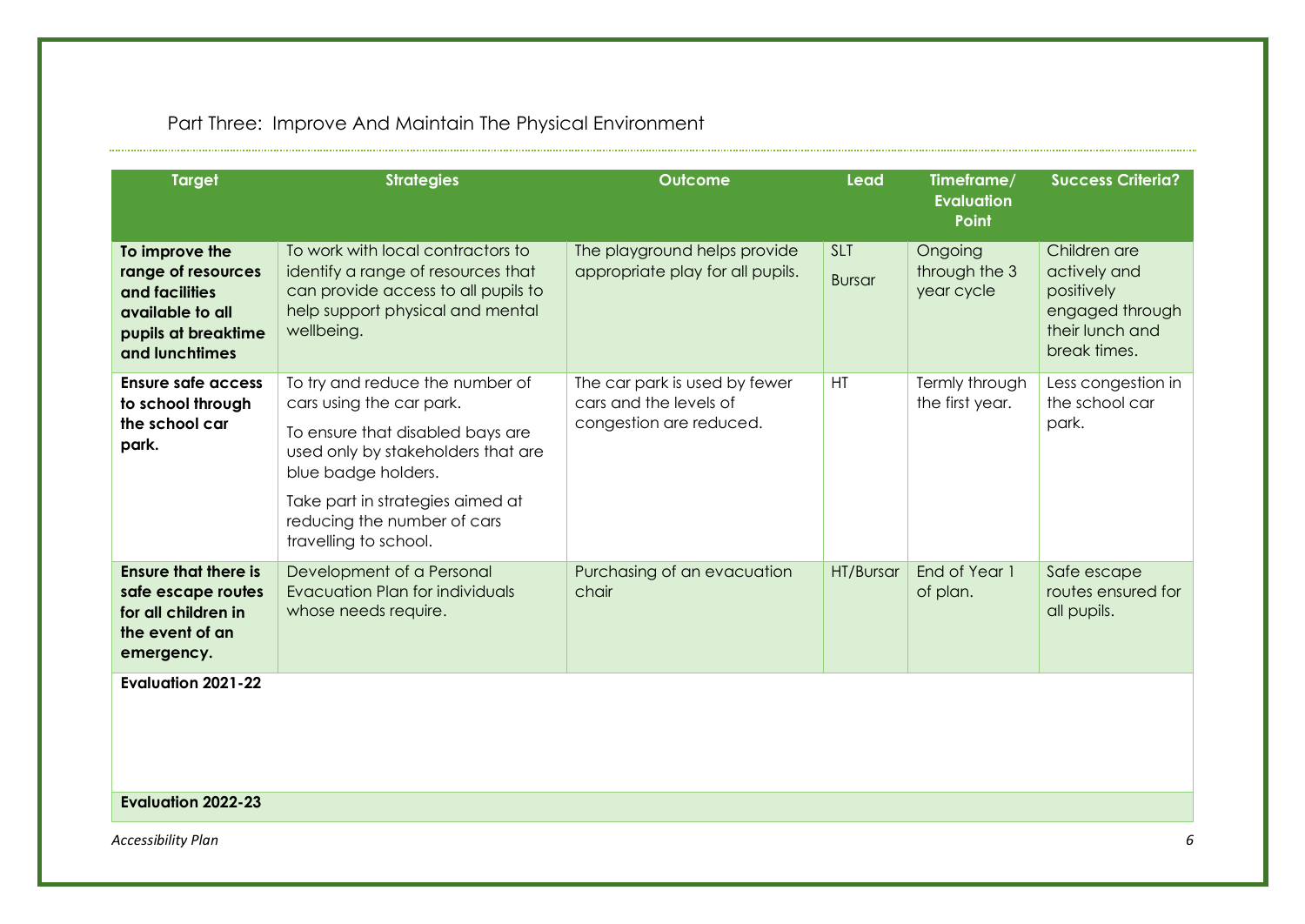## Part Three: Improve And Maintain The Physical Environment

| Target | Strategies | Outcome | Lead | Timeframe/ Evaluation Point | Success Criteria? |
|---|---|---|---|---|---|
| **To improve the range of resources and facilities available to all pupils at breaktime and lunchtimes** | To work with local contractors to identify a range of resources that can provide access to all pupils to help support physical and mental wellbeing. | The playground helps provide appropriate play for all pupils. | SLT<br>Bursar | Ongoing through the 3 year cycle | Children are actively and positively engaged through their lunch and break times. |
| **Ensure safe access to school through the school car park.** | To try and reduce the number of cars using the car park.<br>To ensure that disabled bays are used only by stakeholders that are blue badge holders.<br>Take part in strategies aimed at reducing the number of cars travelling to school. | The car park is used by fewer cars and the levels of congestion are reduced. | HT | Termly through the first year. | Less congestion in the school car park. |
| **Ensure that there is safe escape routes for all children in the event of an emergency.** | Development of a Personal Evacuation Plan for individuals whose needs require. | Purchasing of an evacuation chair | HT/Bursar | End of Year 1 of plan. | Safe escape routes ensured for all pupils. |
| **Evaluation 2021-22** | | | | | |
| **Evaluation 2022-23** | | | | | |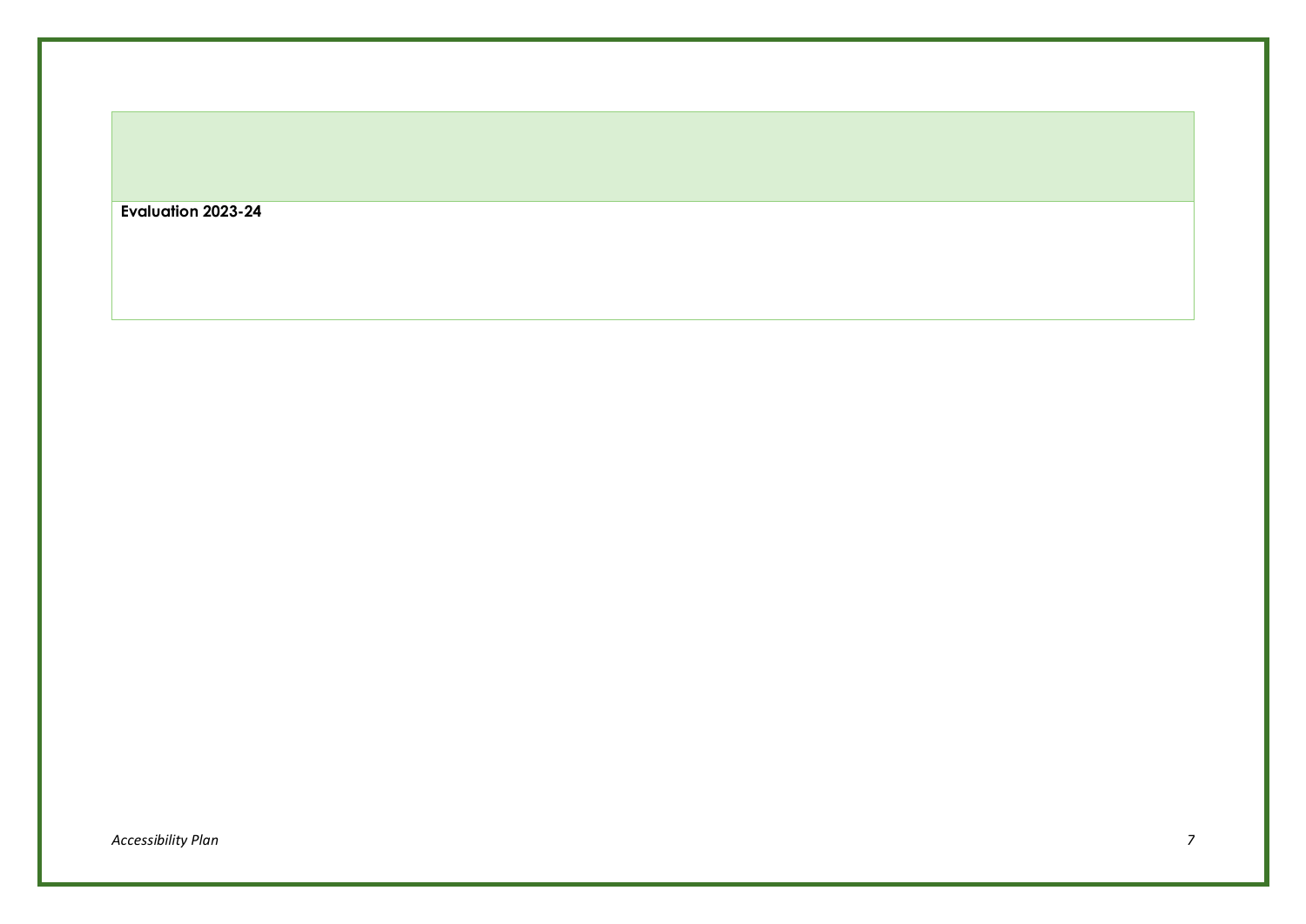| |
|---|
| **Evaluation 2023-24** |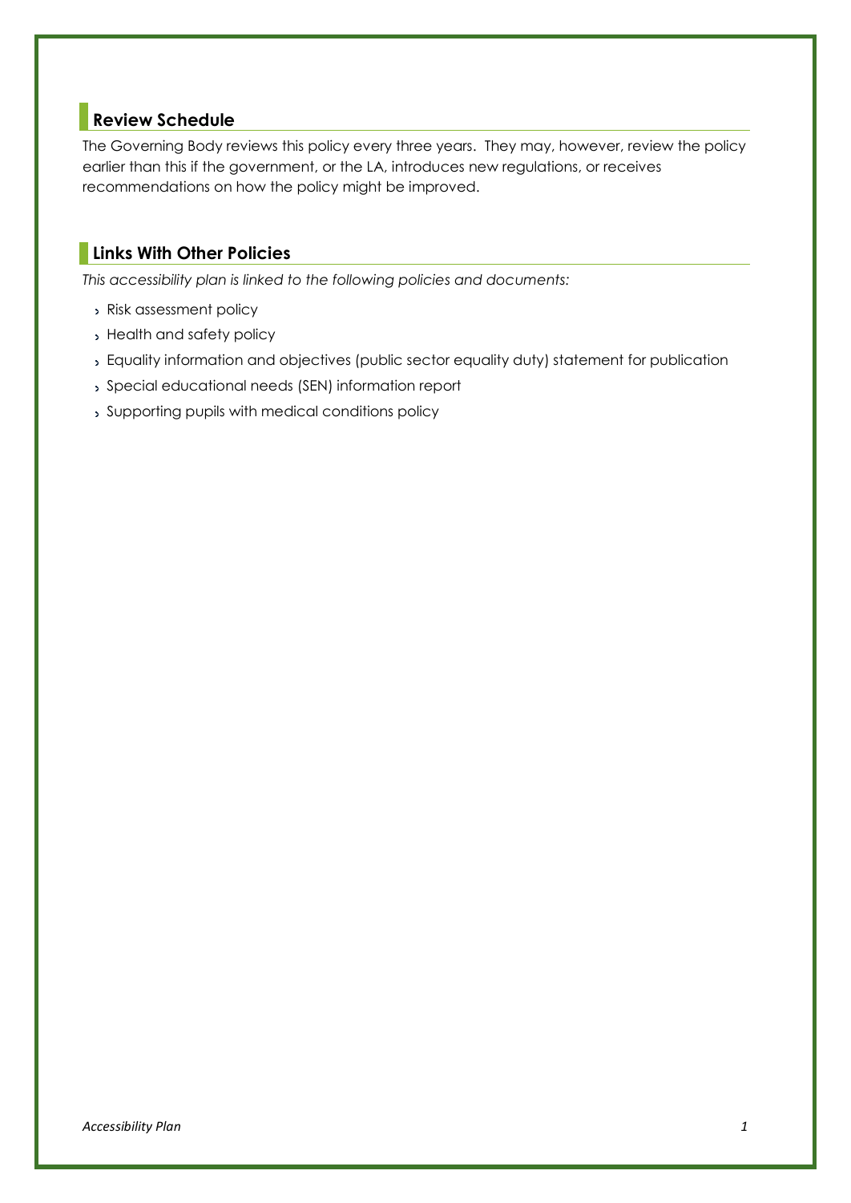## Review Schedule

The Governing Body reviews this policy every three years. They may, however, review the policy earlier than this if the government, or the LA, introduces new regulations, or receives recommendations on how the policy might be improved.

## Links With Other Policies

*This accessibility plan is linked to the following policies and documents:*

- Risk assessment policy
- Health and safety policy
- Equality information and objectives (public sector equality duty) statement for publication
- Special educational needs (SEN) information report
- Supporting pupils with medical conditions policy